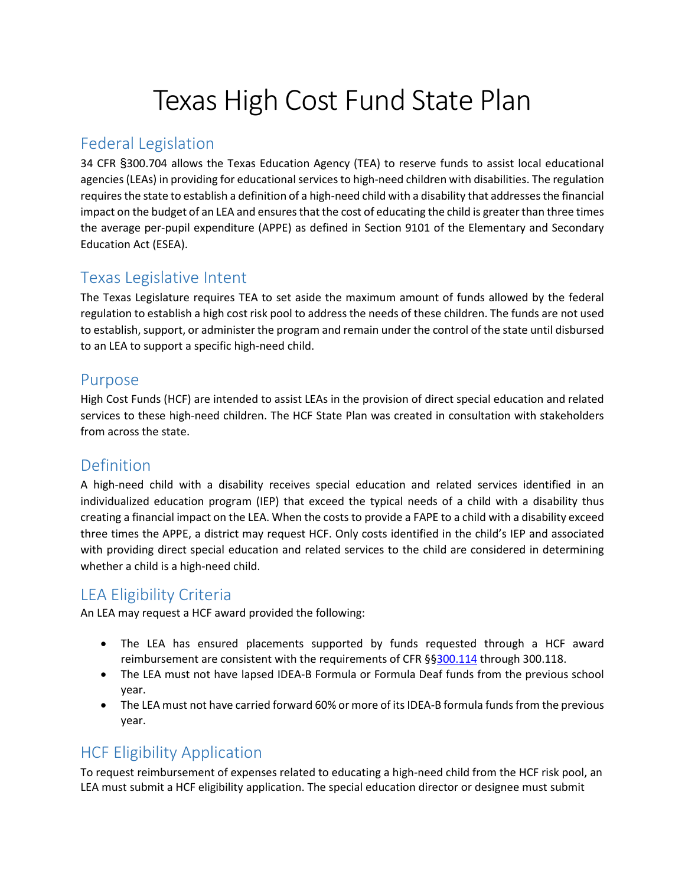# Texas High Cost Fund State Plan

## Federal Legislation

34 CFR §300.704 allows the Texas Education Agency (TEA) to reserve funds to assist local educational agencies (LEAs) in providing for educational services to high-need children with disabilities. The regulation requires the state to establish a definition of a high-need child with a disability that addresses the financial impact on the budget of an LEA and ensures that the cost of educating the child is greater than three times the average per-pupil expenditure (APPE) as defined in Section 9101 of the Elementary and Secondary Education Act (ESEA).

## Texas Legislative Intent

The Texas Legislature requires TEA to set aside the maximum amount of funds allowed by the federal regulation to establish a high cost risk pool to address the needs of these children. The funds are not used to establish, support, or administer the program and remain under the control of the state until disbursed to an LEA to support a specific high-need child.

## Purpose

High Cost Funds (HCF) are intended to assist LEAs in the provision of direct special education and related services to these high-need children. The HCF State Plan was created in consultation with stakeholders from across the state.

## Definition

A high-need child with a disability receives special education and related services identified in an individualized education program (IEP) that exceed the typical needs of a child with a disability thus creating a financial impact on the LEA. When the costs to provide a FAPE to a child with a disability exceed three times the APPE, a district may request HCF. Only costs identified in the child's IEP and associated with providing direct special education and related services to the child are considered in determining whether a child is a high-need child.

## LEA Eligibility Criteria

An LEA may request a HCF award provided the following:

- The LEA has ensured placements supported by funds requested through a HCF award reimbursement are consistent with the requirements of CFR §§300.114 through 300.118.
- The LEA must not have lapsed IDEA-B Formula or Formula Deaf funds from the previous school year.
- The LEA must not have carried forward 60% or more of its IDEA-B formula funds from the previous year.

## HCF Eligibility Application

To request reimbursement of expenses related to educating a high-need child from the HCF risk pool, an LEA must submit a HCF eligibility application. The special education director or designee must submit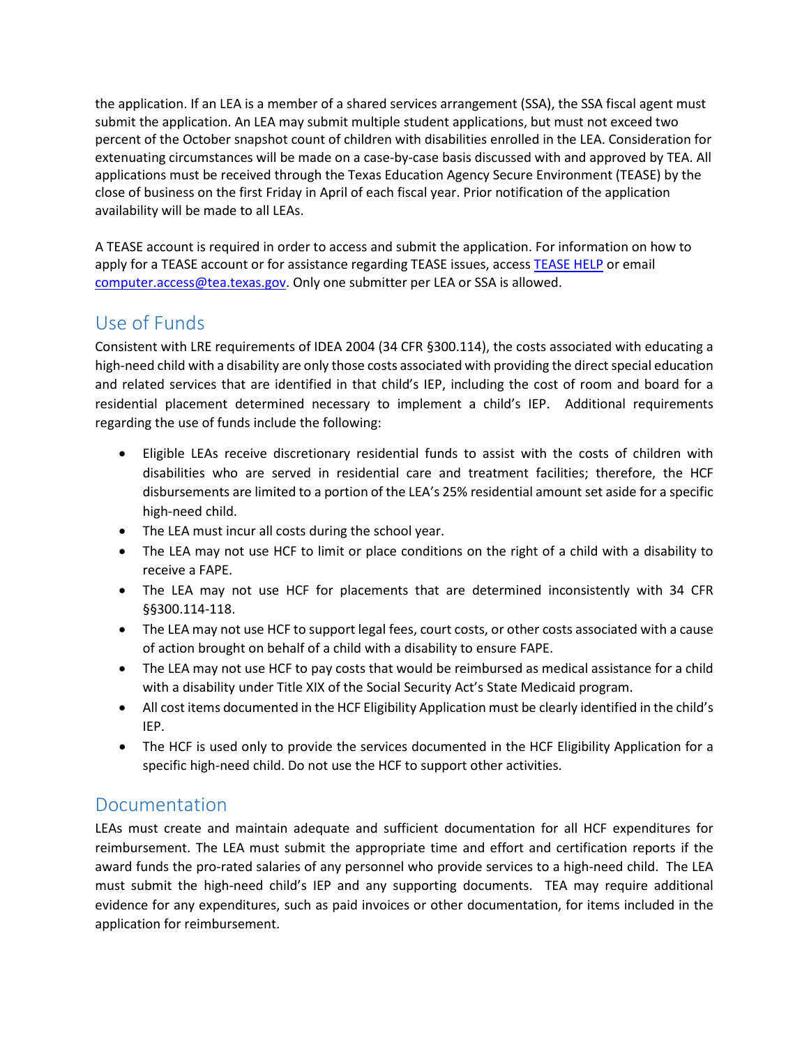the application. If an LEA is a member of a shared services arrangement (SSA), the SSA fiscal agent must submit the application. An LEA may submit multiple student applications, but must not exceed two percent of the October snapshot count of children with disabilities enrolled in the LEA. Consideration for extenuating circumstances will be made on a case-by-case basis discussed with and approved by TEA. All applications must be received through the Texas Education Agency Secure Environment (TEASE) by the close of business on the first Friday in April of each fiscal year. Prior notification of the application availability will be made to all LEAs.

A TEASE account is required in order to access and submit the application. For information on how to apply for a TEASE account or for assistance regarding TEASE issues, access TEASE HELP or email computer.access@tea.texas.gov. Only one submitter per LEA or SSA is allowed.

## Use of Funds

Consistent with LRE requirements of IDEA 2004 (34 CFR §300.114), the costs associated with educating a high-need child with a disability are only those costs associated with providing the direct special education and related services that are identified in that child's IEP, including the cost of room and board for a residential placement determined necessary to implement a child's IEP. Additional requirements regarding the use of funds include the following:

- Eligible LEAs receive discretionary residential funds to assist with the costs of children with disabilities who are served in residential care and treatment facilities; therefore, the HCF disbursements are limited to a portion of the LEA's 25% residential amount set aside for a specific high-need child.
- The LEA must incur all costs during the school year.
- The LEA may not use HCF to limit or place conditions on the right of a child with a disability to receive a FAPE.
- The LEA may not use HCF for placements that are determined inconsistently with 34 CFR §§300.114-118.
- The LEA may not use HCF to support legal fees, court costs, or other costs associated with a cause of action brought on behalf of a child with a disability to ensure FAPE.
- The LEA may not use HCF to pay costs that would be reimbursed as medical assistance for a child with a disability under Title XIX of the Social Security Act's State Medicaid program.
- All cost items documented in the HCF Eligibility Application must be clearly identified in the child's IEP.
- The HCF is used only to provide the services documented in the HCF Eligibility Application for a specific high-need child. Do not use the HCF to support other activities.

## Documentation

LEAs must create and maintain adequate and sufficient documentation for all HCF expenditures for reimbursement. The LEA must submit the appropriate time and effort and certification reports if the award funds the pro-rated salaries of any personnel who provide services to a high-need child. The LEA must submit the high-need child's IEP and any supporting documents. TEA may require additional evidence for any expenditures, such as paid invoices or other documentation, for items included in the application for reimbursement.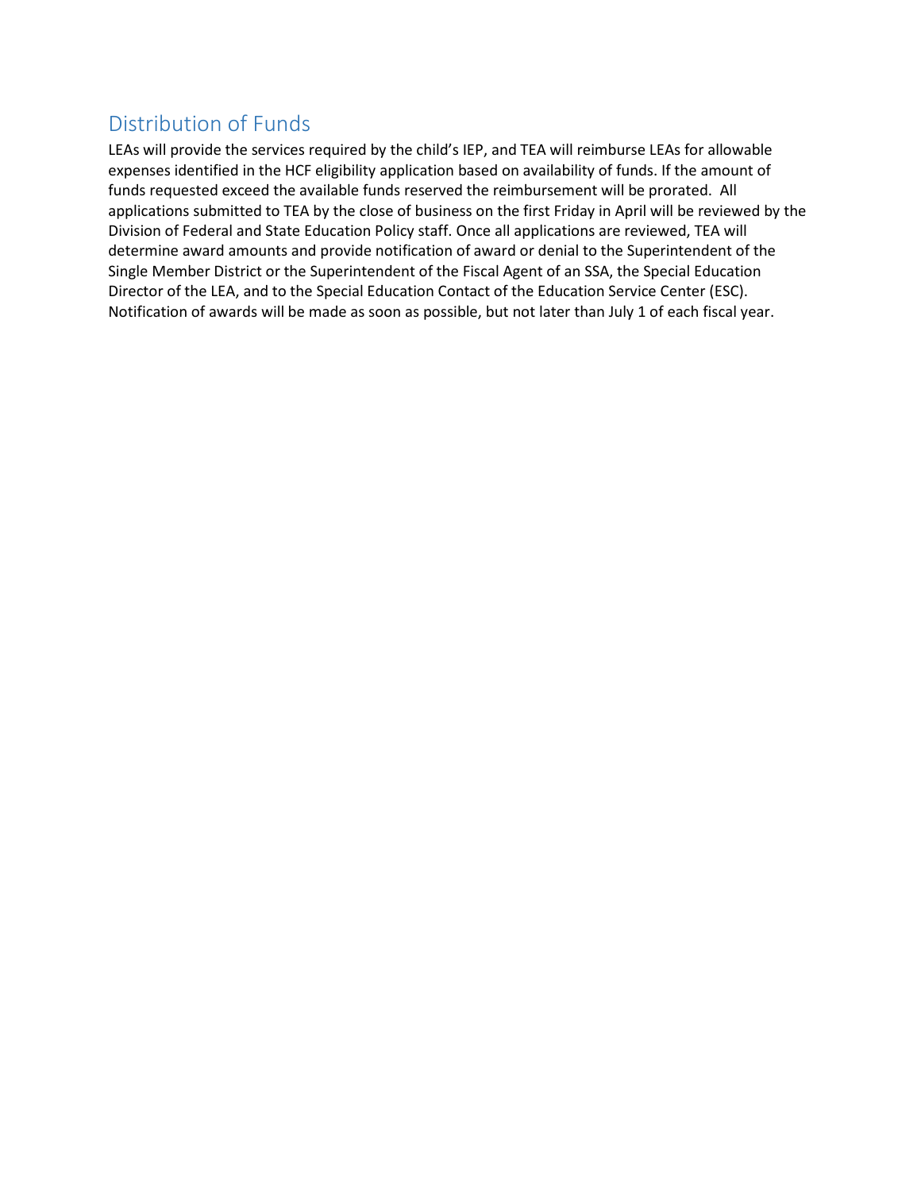## Distribution of Funds

LEAs will provide the services required by the child's IEP, and TEA will reimburse LEAs for allowable expenses identified in the HCF eligibility application based on availability of funds. If the amount of funds requested exceed the available funds reserved the reimbursement will be prorated. All applications submitted to TEA by the close of business on the first Friday in April will be reviewed by the Division of Federal and State Education Policy staff. Once all applications are reviewed, TEA will determine award amounts and provide notification of award or denial to the Superintendent of the Single Member District or the Superintendent of the Fiscal Agent of an SSA, the Special Education Director of the LEA, and to the Special Education Contact of the Education Service Center (ESC). Notification of awards will be made as soon as possible, but not later than July 1 of each fiscal year.